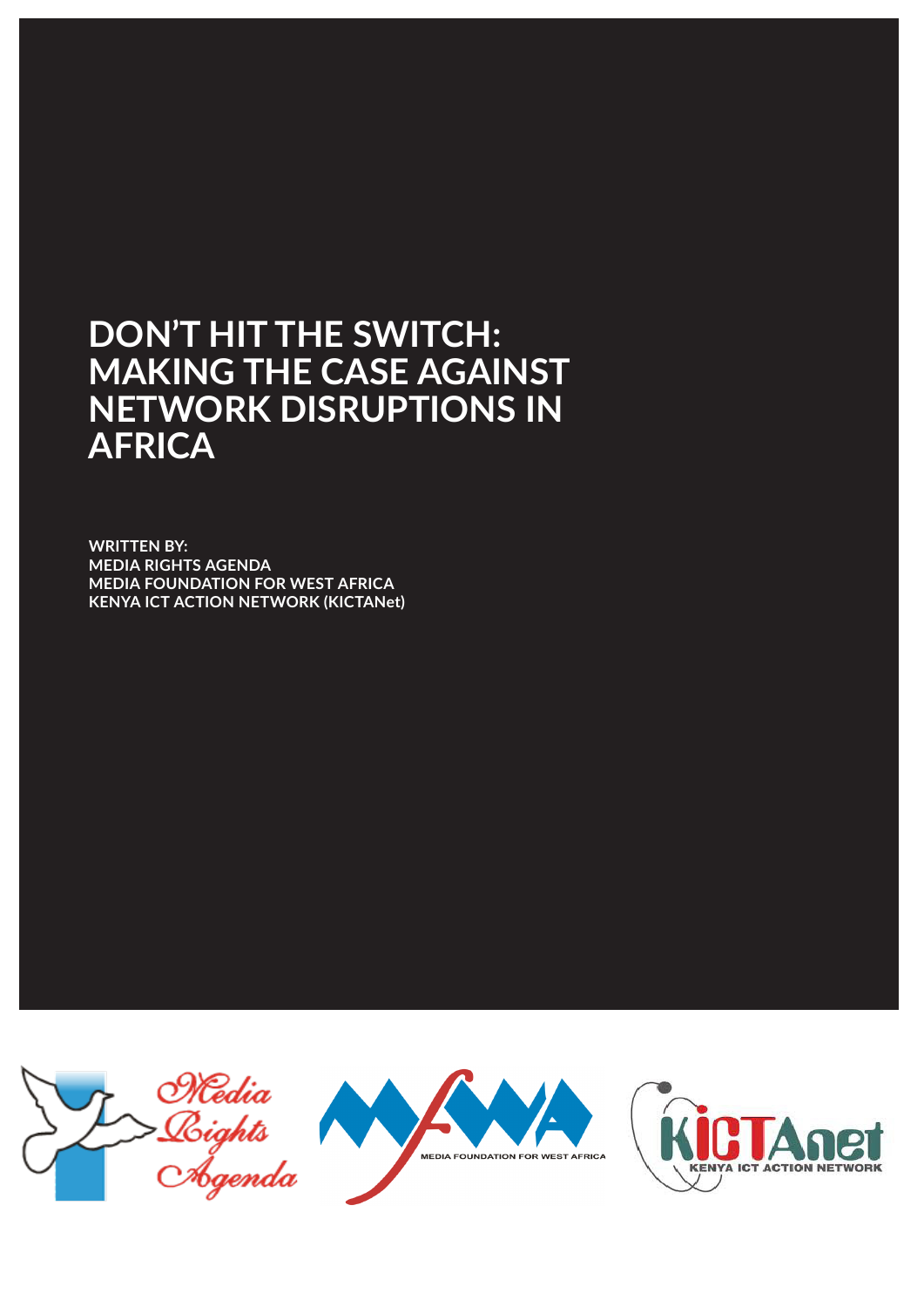# DON'T HIT THE SWITCH: MAKING THE CASE AGAINST NETWORK DISRUPTIONS IN AFRICA

**WRITTEN BY:**
**MEDIA RIGHTS AGENDA**
**MEDIA FOUNDATION FOR WEST AFRICA**
**KENYA ICT ACTION NETWORK (KICTANet)**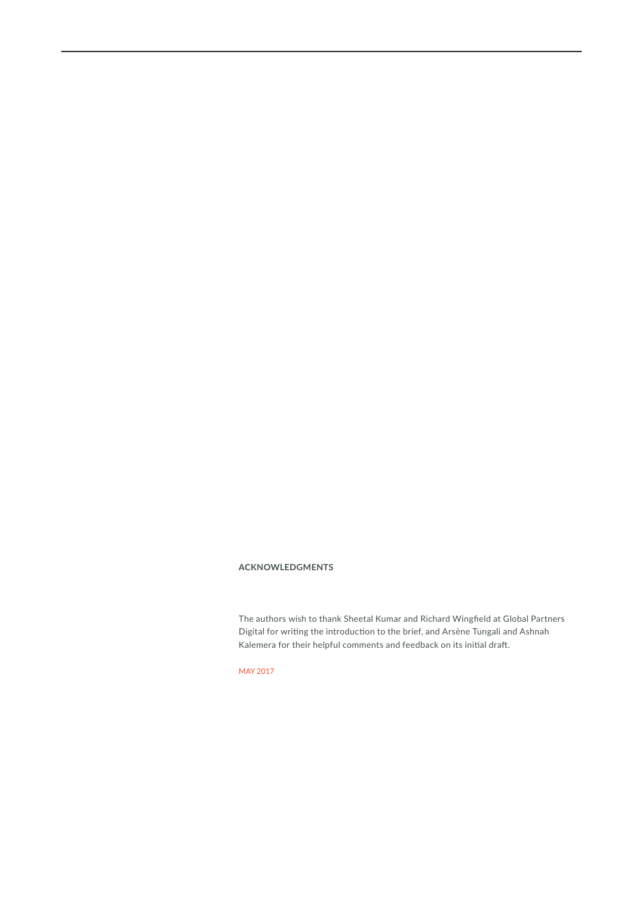## ACKNOWLEDGMENTS

The authors wish to thank Sheetal Kumar and Richard Wingfield at Global Partners Digital for writing the introduction to the brief, and Arsène Tungali and Ashnah Kalemera for their helpful comments and feedback on its initial draft.

MAY 2017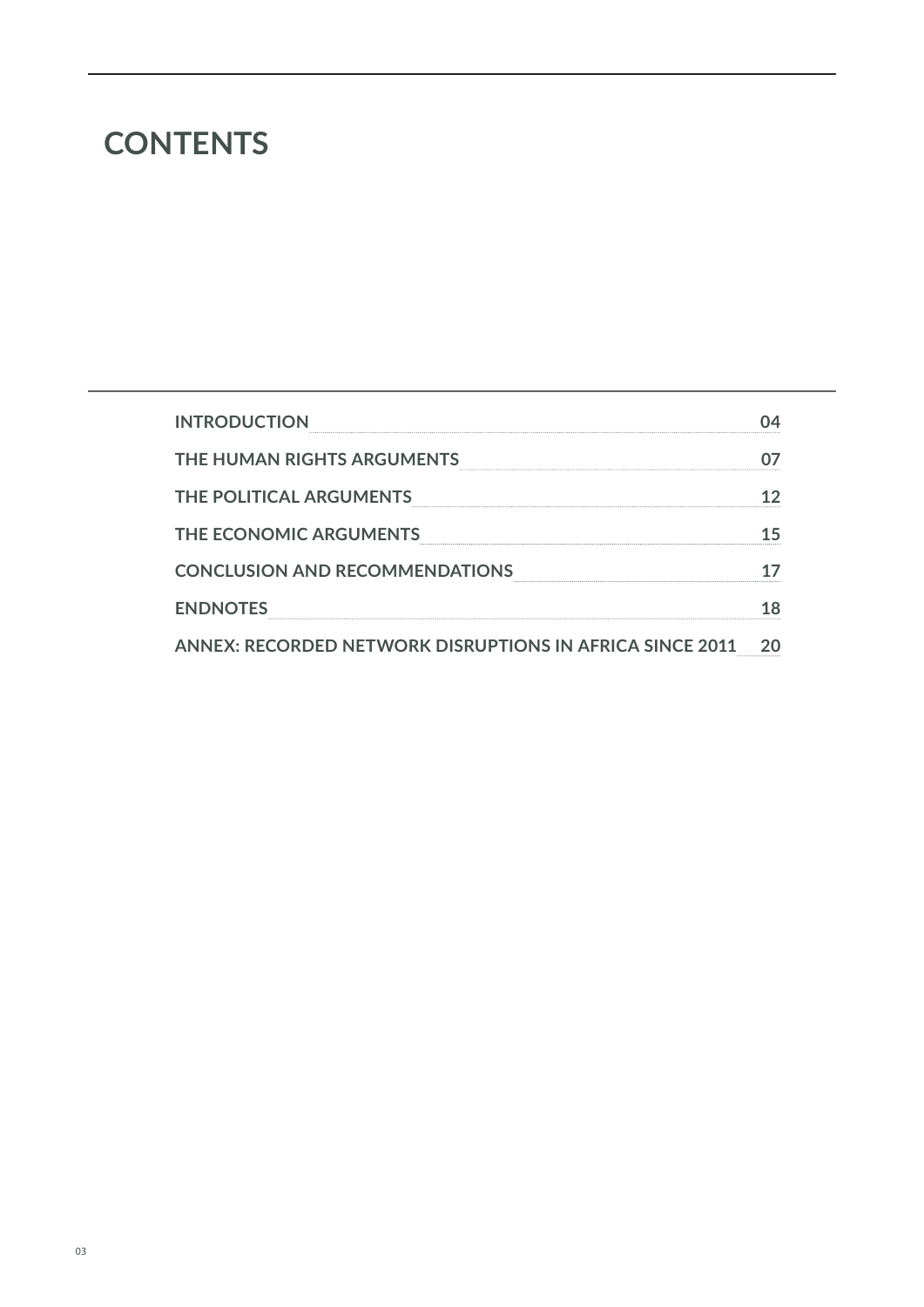# CONTENTS

| | |
|---|---|
| INTRODUCTION | 04 |
| THE HUMAN RIGHTS ARGUMENTS | 07 |
| THE POLITICAL ARGUMENTS | 12 |
| THE ECONOMIC ARGUMENTS | 15 |
| CONCLUSION AND RECOMMENDATIONS | 17 |
| ENDNOTES | 18 |
| ANNEX: RECORDED NETWORK DISRUPTIONS IN AFRICA SINCE 2011 | 20 |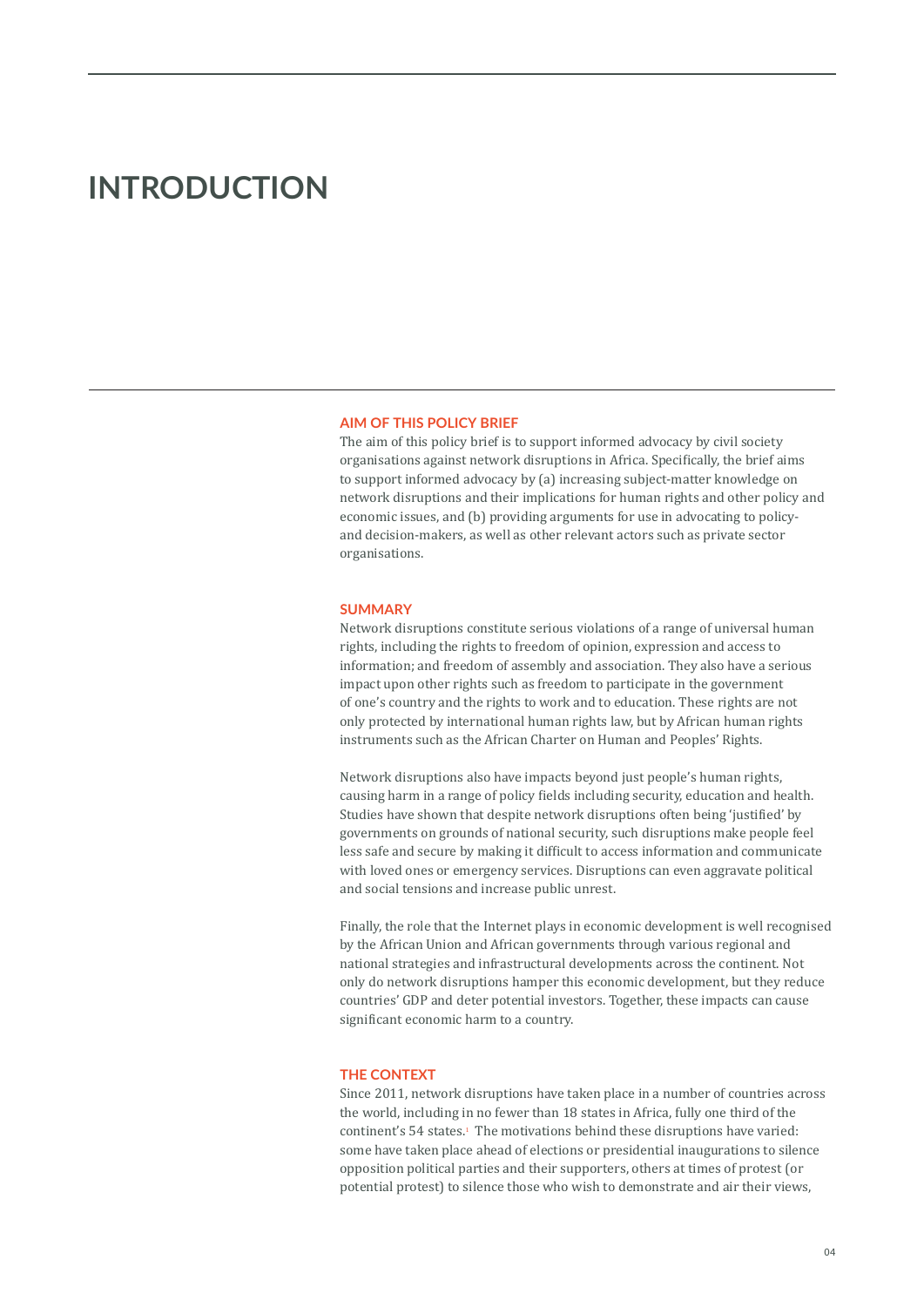# INTRODUCTION

## AIM OF THIS POLICY BRIEF

The aim of this policy brief is to support informed advocacy by civil society organisations against network disruptions in Africa. Specifically, the brief aims to support informed advocacy by (a) increasing subject-matter knowledge on network disruptions and their implications for human rights and other policy and economic issues, and (b) providing arguments for use in advocating to policy- and decision-makers, as well as other relevant actors such as private sector organisations.

## SUMMARY

Network disruptions constitute serious violations of a range of universal human rights, including the rights to freedom of opinion, expression and access to information; and freedom of assembly and association. They also have a serious impact upon other rights such as freedom to participate in the government of one's country and the rights to work and to education. These rights are not only protected by international human rights law, but by African human rights instruments such as the African Charter on Human and Peoples' Rights.

Network disruptions also have impacts beyond just people's human rights, causing harm in a range of policy fields including security, education and health. Studies have shown that despite network disruptions often being 'justified' by governments on grounds of national security, such disruptions make people feel less safe and secure by making it difficult to access information and communicate with loved ones or emergency services. Disruptions can even aggravate political and social tensions and increase public unrest.

Finally, the role that the Internet plays in economic development is well recognised by the African Union and African governments through various regional and national strategies and infrastructural developments across the continent. Not only do network disruptions hamper this economic development, but they reduce countries' GDP and deter potential investors. Together, these impacts can cause significant economic harm to a country.

## THE CONTEXT

Since 2011, network disruptions have taken place in a number of countries across the world, including in no fewer than 18 states in Africa, fully one third of the continent's 54 states.[1] The motivations behind these disruptions have varied: some have taken place ahead of elections or presidential inaugurations to silence opposition political parties and their supporters, others at times of protest (or potential protest) to silence those who wish to demonstrate and air their views,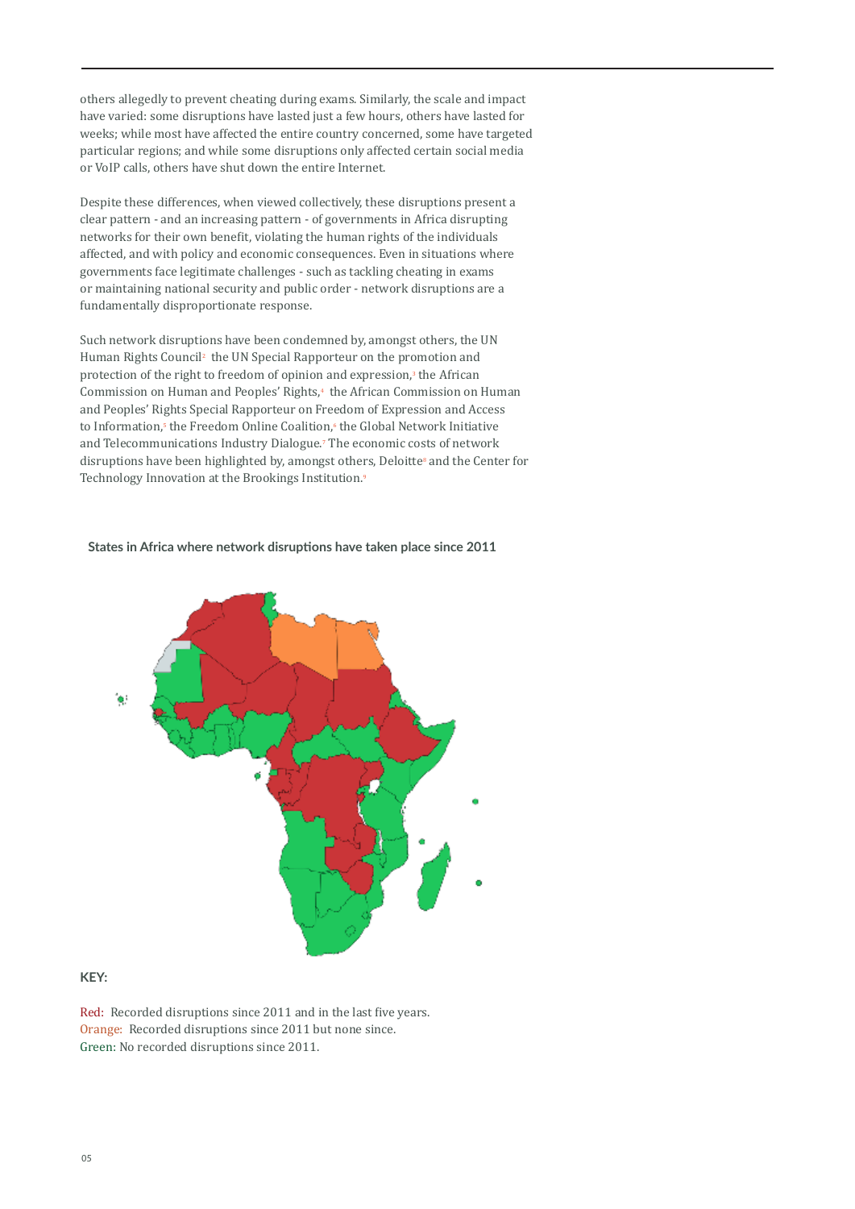others allegedly to prevent cheating during exams. Similarly, the scale and impact have varied: some disruptions have lasted just a few hours, others have lasted for weeks; while most have affected the entire country concerned, some have targeted particular regions; and while some disruptions only affected certain social media or VoIP calls, others have shut down the entire Internet.

Despite these differences, when viewed collectively, these disruptions present a clear pattern - and an increasing pattern - of governments in Africa disrupting networks for their own benefit, violating the human rights of the individuals affected, and with policy and economic consequences. Even in situations where governments face legitimate challenges - such as tackling cheating in exams or maintaining national security and public order - network disruptions are a fundamentally disproportionate response.

Such network disruptions have been condemned by, amongst others, the UN Human Rights Council[2] the UN Special Rapporteur on the promotion and protection of the right to freedom of opinion and expression,[3] the African Commission on Human and Peoples' Rights,[4] the African Commission on Human and Peoples' Rights Special Rapporteur on Freedom of Expression and Access to Information,[5] the Freedom Online Coalition,[6] the Global Network Initiative and Telecommunications Industry Dialogue.[7] The economic costs of network disruptions have been highlighted by, amongst others, Deloitte[8] and the Center for Technology Innovation at the Brookings Institution.[9]

**States in Africa where network disruptions have taken place since 2011**

**KEY:**

Red: Recorded disruptions since 2011 and in the last five years.
Orange: Recorded disruptions since 2011 but none since.
Green: No recorded disruptions since 2011.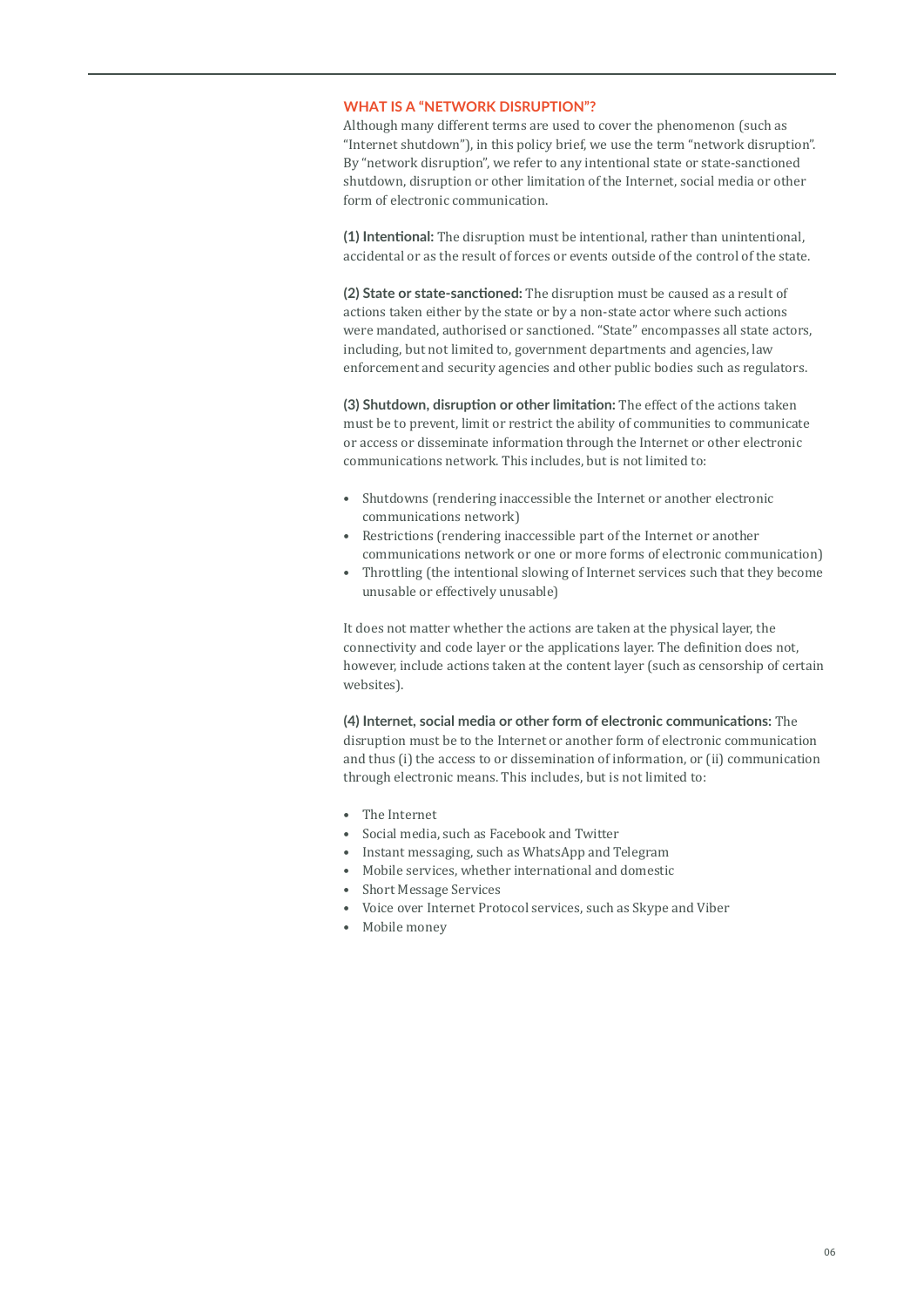## WHAT IS A "NETWORK DISRUPTION"?

Although many different terms are used to cover the phenomenon (such as "Internet shutdown"), in this policy brief, we use the term "network disruption". By "network disruption", we refer to any intentional state or state-sanctioned shutdown, disruption or other limitation of the Internet, social media or other form of electronic communication.

**(1) Intentional:** The disruption must be intentional, rather than unintentional, accidental or as the result of forces or events outside of the control of the state.

**(2) State or state-sanctioned:** The disruption must be caused as a result of actions taken either by the state or by a non-state actor where such actions were mandated, authorised or sanctioned. "State" encompasses all state actors, including, but not limited to, government departments and agencies, law enforcement and security agencies and other public bodies such as regulators.

**(3) Shutdown, disruption or other limitation:** The effect of the actions taken must be to prevent, limit or restrict the ability of communities to communicate or access or disseminate information through the Internet or other electronic communications network. This includes, but is not limited to:

- Shutdowns (rendering inaccessible the Internet or another electronic communications network)
- Restrictions (rendering inaccessible part of the Internet or another communications network or one or more forms of electronic communication)
- Throttling (the intentional slowing of Internet services such that they become unusable or effectively unusable)

It does not matter whether the actions are taken at the physical layer, the connectivity and code layer or the applications layer. The definition does not, however, include actions taken at the content layer (such as censorship of certain websites).

**(4) Internet, social media or other form of electronic communications:** The disruption must be to the Internet or another form of electronic communication and thus (i) the access to or dissemination of information, or (ii) communication through electronic means. This includes, but is not limited to:

- The Internet
- Social media, such as Facebook and Twitter
- Instant messaging, such as WhatsApp and Telegram
- Mobile services, whether international and domestic
- Short Message Services
- Voice over Internet Protocol services, such as Skype and Viber
- Mobile money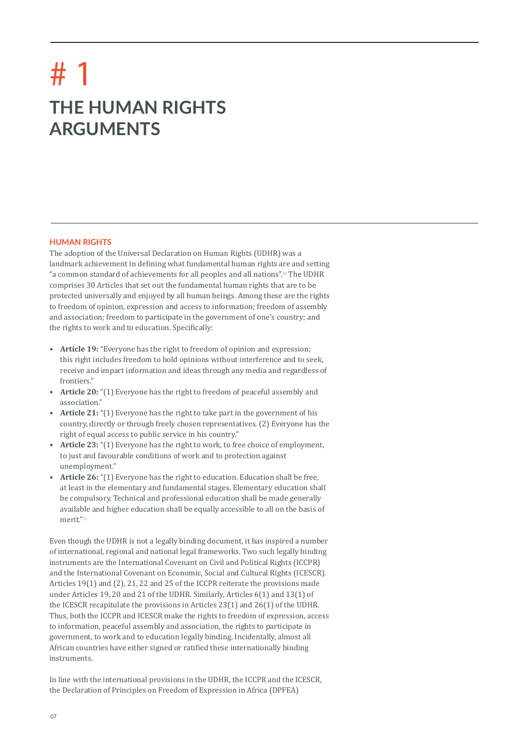// # 1

# THE HUMAN RIGHTS ARGUMENTS

## HUMAN RIGHTS

The adoption of the Universal Declaration on Human Rights (UDHR) was a landmark achievement in defining what fundamental human rights are and setting "a common standard of achievements for all peoples and all nations".[10] The UDHR comprises 30 Articles that set out the fundamental human rights that are to be protected universally and enjoyed by all human beings. Among these are the rights to freedom of opinion, expression and access to information; freedom of assembly and association; freedom to participate in the government of one's country; and the rights to work and to education. Specifically:

- **Article 19:** "Everyone has the right to freedom of opinion and expression; this right includes freedom to hold opinions without interference and to seek, receive and impart information and ideas through any media and regardless of frontiers."
- **Article 20:** "(1) Everyone has the right to freedom of peaceful assembly and association."
- **Article 21:** "(1) Everyone has the right to take part in the government of his country, directly or through freely chosen representatives. (2) Everyone has the right of equal access to public service in his country."
- **Article 23:** "(1) Everyone has the right to work, to free choice of employment, to just and favourable conditions of work and to protection against unemployment."
- **Article 26:** "(1) Everyone has the right to education. Education shall be free, at least in the elementary and fundamental stages. Elementary education shall be compulsory. Technical and professional education shall be made generally available and higher education shall be equally accessible to all on the basis of merit."[11]

Even though the UDHR is not a legally binding document, it has inspired a number of international, regional and national legal frameworks. Two such legally binding instruments are the International Covenant on Civil and Political Rights (ICCPR) and the International Covenant on Economic, Social and Cultural Rights (ICESCR). Articles 19(1) and (2), 21, 22 and 25 of the ICCPR reiterate the provisions made under Articles 19, 20 and 21 of the UDHR. Similarly, Articles 6(1) and 13(1) of the ICESCR recapitulate the provisions in Articles 23(1) and 26(1) of the UDHR. Thus, both the ICCPR and ICESCR make the rights to freedom of expression, access to information, peaceful assembly and association, the rights to participate in government, to work and to education legally binding. Incidentally, almost all African countries have either signed or ratified these internationally binding instruments.

In line with the international provisions in the UDHR, the ICCPR and the ICESCR, the Declaration of Principles on Freedom of Expression in Africa (DPFEA)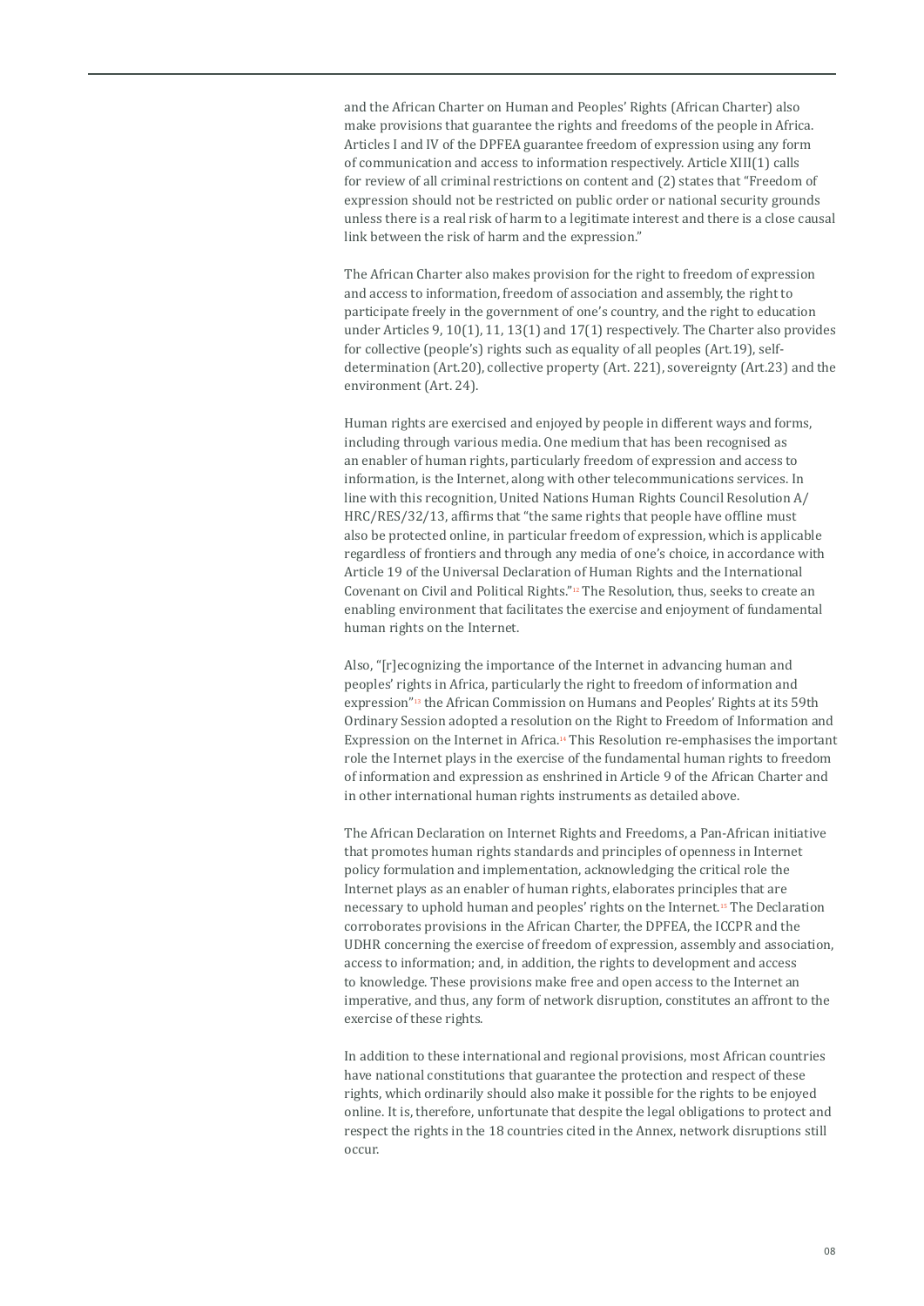and the African Charter on Human and Peoples' Rights (African Charter) also make provisions that guarantee the rights and freedoms of the people in Africa. Articles I and IV of the DPFEA guarantee freedom of expression using any form of communication and access to information respectively. Article XIII(1) calls for review of all criminal restrictions on content and (2) states that "Freedom of expression should not be restricted on public order or national security grounds unless there is a real risk of harm to a legitimate interest and there is a close causal link between the risk of harm and the expression."

The African Charter also makes provision for the right to freedom of expression and access to information, freedom of association and assembly, the right to participate freely in the government of one's country, and the right to education under Articles 9, 10(1), 11, 13(1) and 17(1) respectively. The Charter also provides for collective (people's) rights such as equality of all peoples (Art.19), self-determination (Art.20), collective property (Art. 221), sovereignty (Art.23) and the environment (Art. 24).

Human rights are exercised and enjoyed by people in different ways and forms, including through various media. One medium that has been recognised as an enabler of human rights, particularly freedom of expression and access to information, is the Internet, along with other telecommunications services. In line with this recognition, United Nations Human Rights Council Resolution A/HRC/RES/32/13, affirms that "the same rights that people have offline must also be protected online, in particular freedom of expression, which is applicable regardless of frontiers and through any media of one's choice, in accordance with Article 19 of the Universal Declaration of Human Rights and the International Covenant on Civil and Political Rights."[12] The Resolution, thus, seeks to create an enabling environment that facilitates the exercise and enjoyment of fundamental human rights on the Internet.

Also, "[r]ecognizing the importance of the Internet in advancing human and peoples' rights in Africa, particularly the right to freedom of information and expression"[13] the African Commission on Humans and Peoples' Rights at its 59th Ordinary Session adopted a resolution on the Right to Freedom of Information and Expression on the Internet in Africa.[14] This Resolution re-emphasises the important role the Internet plays in the exercise of the fundamental human rights to freedom of information and expression as enshrined in Article 9 of the African Charter and in other international human rights instruments as detailed above.

The African Declaration on Internet Rights and Freedoms, a Pan-African initiative that promotes human rights standards and principles of openness in Internet policy formulation and implementation, acknowledging the critical role the Internet plays as an enabler of human rights, elaborates principles that are necessary to uphold human and peoples' rights on the Internet.[15] The Declaration corroborates provisions in the African Charter, the DPFEA, the ICCPR and the UDHR concerning the exercise of freedom of expression, assembly and association, access to information; and, in addition, the rights to development and access to knowledge. These provisions make free and open access to the Internet an imperative, and thus, any form of network disruption, constitutes an affront to the exercise of these rights.

In addition to these international and regional provisions, most African countries have national constitutions that guarantee the protection and respect of these rights, which ordinarily should also make it possible for the rights to be enjoyed online. It is, therefore, unfortunate that despite the legal obligations to protect and respect the rights in the 18 countries cited in the Annex, network disruptions still occur.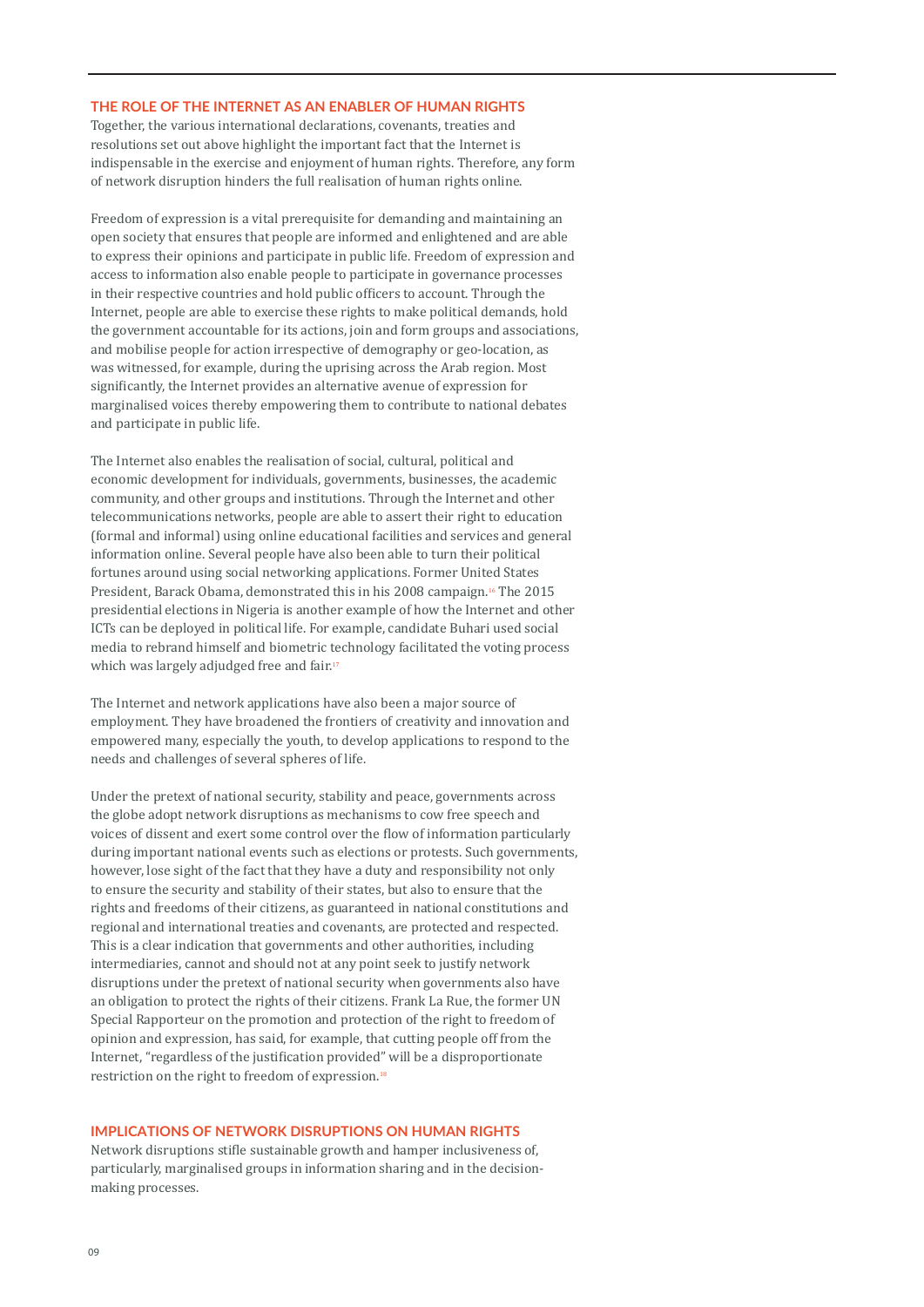## THE ROLE OF THE INTERNET AS AN ENABLER OF HUMAN RIGHTS

Together, the various international declarations, covenants, treaties and resolutions set out above highlight the important fact that the Internet is indispensable in the exercise and enjoyment of human rights. Therefore, any form of network disruption hinders the full realisation of human rights online.

Freedom of expression is a vital prerequisite for demanding and maintaining an open society that ensures that people are informed and enlightened and are able to express their opinions and participate in public life. Freedom of expression and access to information also enable people to participate in governance processes in their respective countries and hold public officers to account. Through the Internet, people are able to exercise these rights to make political demands, hold the government accountable for its actions, join and form groups and associations, and mobilise people for action irrespective of demography or geo-location, as was witnessed, for example, during the uprising across the Arab region. Most significantly, the Internet provides an alternative avenue of expression for marginalised voices thereby empowering them to contribute to national debates and participate in public life.

The Internet also enables the realisation of social, cultural, political and economic development for individuals, governments, businesses, the academic community, and other groups and institutions. Through the Internet and other telecommunications networks, people are able to assert their right to education (formal and informal) using online educational facilities and services and general information online. Several people have also been able to turn their political fortunes around using social networking applications. Former United States President, Barack Obama, demonstrated this in his 2008 campaign.[16] The 2015 presidential elections in Nigeria is another example of how the Internet and other ICTs can be deployed in political life. For example, candidate Buhari used social media to rebrand himself and biometric technology facilitated the voting process which was largely adjudged free and fair.[17]

The Internet and network applications have also been a major source of employment. They have broadened the frontiers of creativity and innovation and empowered many, especially the youth, to develop applications to respond to the needs and challenges of several spheres of life.

Under the pretext of national security, stability and peace, governments across the globe adopt network disruptions as mechanisms to cow free speech and voices of dissent and exert some control over the flow of information particularly during important national events such as elections or protests. Such governments, however, lose sight of the fact that they have a duty and responsibility not only to ensure the security and stability of their states, but also to ensure that the rights and freedoms of their citizens, as guaranteed in national constitutions and regional and international treaties and covenants, are protected and respected. This is a clear indication that governments and other authorities, including intermediaries, cannot and should not at any point seek to justify network disruptions under the pretext of national security when governments also have an obligation to protect the rights of their citizens. Frank La Rue, the former UN Special Rapporteur on the promotion and protection of the right to freedom of opinion and expression, has said, for example, that cutting people off from the Internet, "regardless of the justification provided" will be a disproportionate restriction on the right to freedom of expression.[18]

## IMPLICATIONS OF NETWORK DISRUPTIONS ON HUMAN RIGHTS

Network disruptions stifle sustainable growth and hamper inclusiveness of, particularly, marginalised groups in information sharing and in the decision-making processes.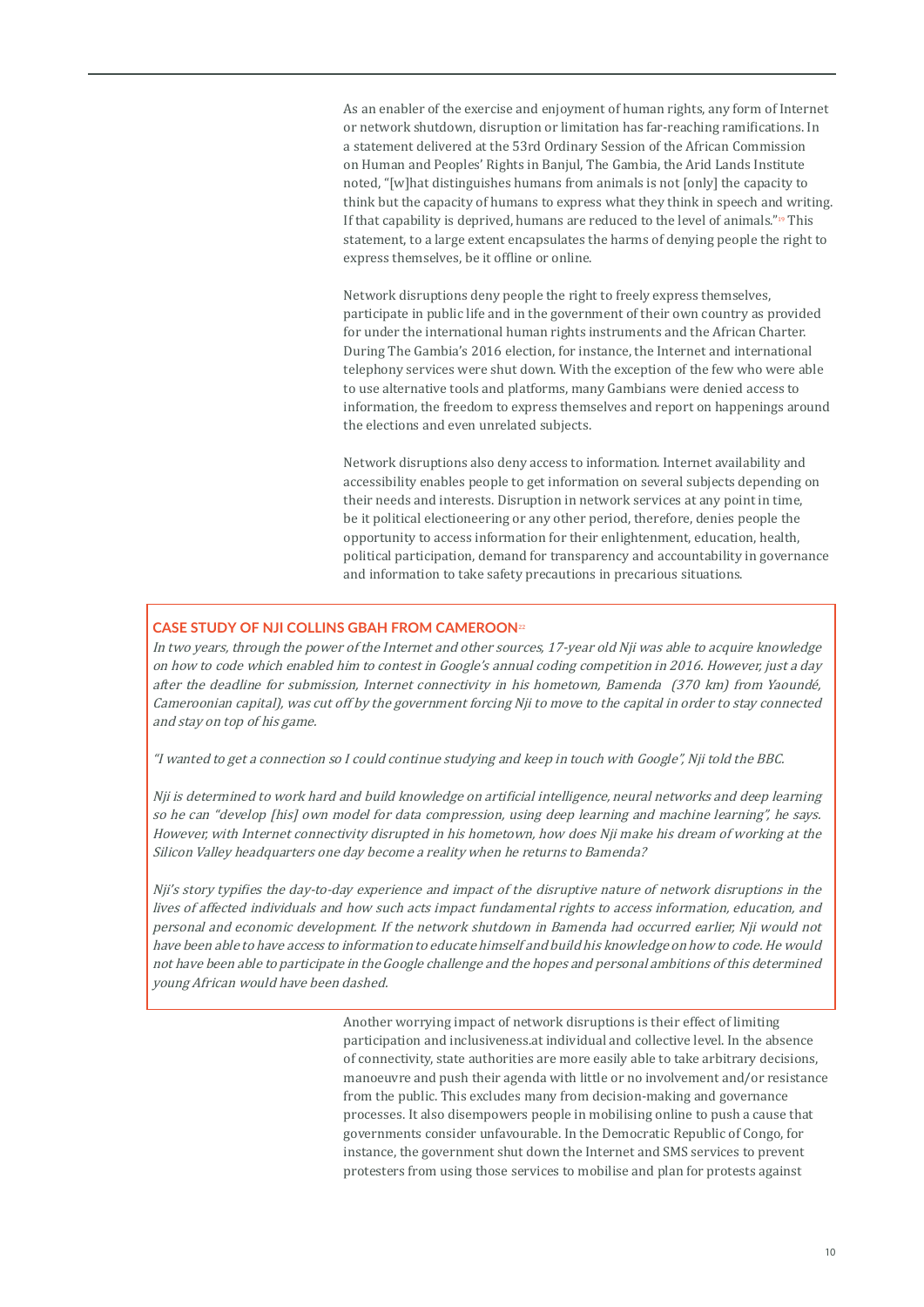As an enabler of the exercise and enjoyment of human rights, any form of Internet or network shutdown, disruption or limitation has far-reaching ramifications. In a statement delivered at the 53rd Ordinary Session of the African Commission on Human and Peoples' Rights in Banjul, The Gambia, the Arid Lands Institute noted, "[w]hat distinguishes humans from animals is not [only] the capacity to think but the capacity of humans to express what they think in speech and writing. If that capability is deprived, humans are reduced to the level of animals."[19] This statement, to a large extent encapsulates the harms of denying people the right to express themselves, be it offline or online.

Network disruptions deny people the right to freely express themselves, participate in public life and in the government of their own country as provided for under the international human rights instruments and the African Charter. During The Gambia's 2016 election, for instance, the Internet and international telephony services were shut down. With the exception of the few who were able to use alternative tools and platforms, many Gambians were denied access to information, the freedom to express themselves and report on happenings around the elections and even unrelated subjects.

Network disruptions also deny access to information. Internet availability and accessibility enables people to get information on several subjects depending on their needs and interests. Disruption in network services at any point in time, be it political electioneering or any other period, therefore, denies people the opportunity to access information for their enlightenment, education, health, political participation, demand for transparency and accountability in governance and information to take safety precautions in precarious situations.

## CASE STUDY OF NJI COLLINS GBAH FROM CAMEROON[22]

*In two years, through the power of the Internet and other sources, 17-year old Nji was able to acquire knowledge on how to code which enabled him to contest in Google's annual coding competition in 2016. However, just a day after the deadline for submission, Internet connectivity in his hometown, Bamenda (370 km) from Yaoundé, Cameroonian capital), was cut off by the government forcing Nji to move to the capital in order to stay connected and stay on top of his game.*

*"I wanted to get a connection so I could continue studying and keep in touch with Google", Nji told the BBC.*

*Nji is determined to work hard and build knowledge on artificial intelligence, neural networks and deep learning so he can "develop [his] own model for data compression, using deep learning and machine learning", he says. However, with Internet connectivity disrupted in his hometown, how does Nji make his dream of working at the Silicon Valley headquarters one day become a reality when he returns to Bamenda?*

*Nji's story typifies the day-to-day experience and impact of the disruptive nature of network disruptions in the lives of affected individuals and how such acts impact fundamental rights to access information, education, and personal and economic development. If the network shutdown in Bamenda had occurred earlier, Nji would not have been able to have access to information to educate himself and build his knowledge on how to code. He would not have been able to participate in the Google challenge and the hopes and personal ambitions of this determined young African would have been dashed.*

Another worrying impact of network disruptions is their effect of limiting participation and inclusiveness.at individual and collective level. In the absence of connectivity, state authorities are more easily able to take arbitrary decisions, manoeuvre and push their agenda with little or no involvement and/or resistance from the public. This excludes many from decision-making and governance processes. It also disempowers people in mobilising online to push a cause that governments consider unfavourable. In the Democratic Republic of Congo, for instance, the government shut down the Internet and SMS services to prevent protesters from using those services to mobilise and plan for protests against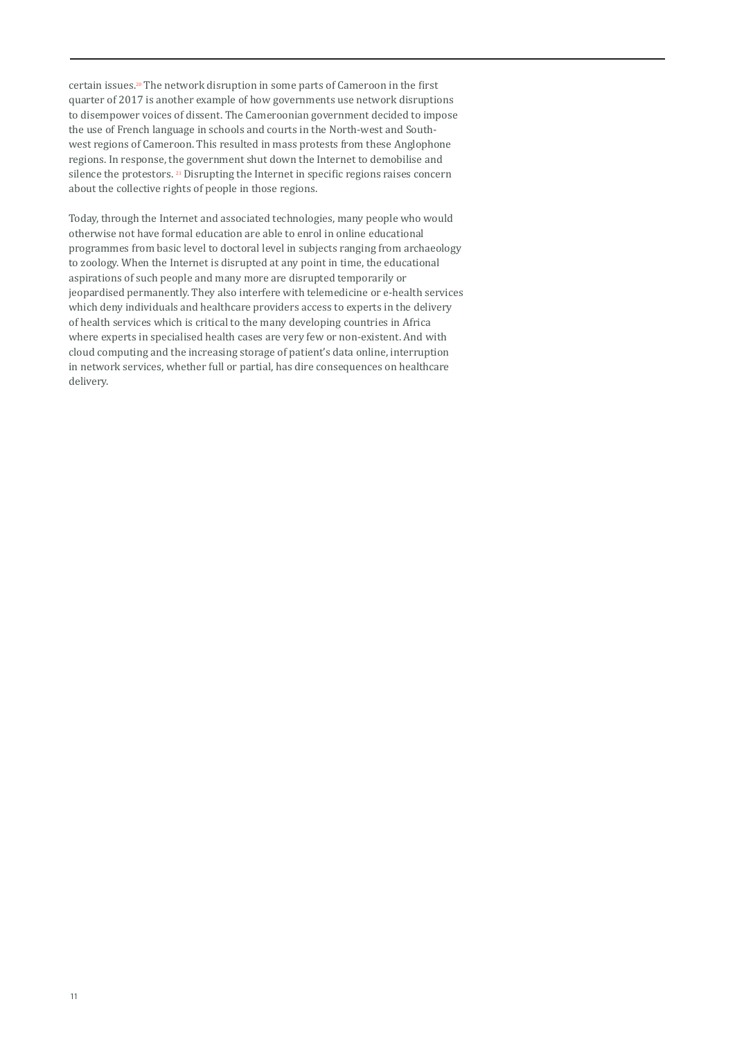certain issues.[20] The network disruption in some parts of Cameroon in the first quarter of 2017 is another example of how governments use network disruptions to disempower voices of dissent. The Cameroonian government decided to impose the use of French language in schools and courts in the North-west and South-west regions of Cameroon. This resulted in mass protests from these Anglophone regions. In response, the government shut down the Internet to demobilise and silence the protestors. [21] Disrupting the Internet in specific regions raises concern about the collective rights of people in those regions.

Today, through the Internet and associated technologies, many people who would otherwise not have formal education are able to enrol in online educational programmes from basic level to doctoral level in subjects ranging from archaeology to zoology. When the Internet is disrupted at any point in time, the educational aspirations of such people and many more are disrupted temporarily or jeopardised permanently. They also interfere with telemedicine or e-health services which deny individuals and healthcare providers access to experts in the delivery of health services which is critical to the many developing countries in Africa where experts in specialised health cases are very few or non-existent. And with cloud computing and the increasing storage of patient's data online, interruption in network services, whether full or partial, has dire consequences on healthcare delivery.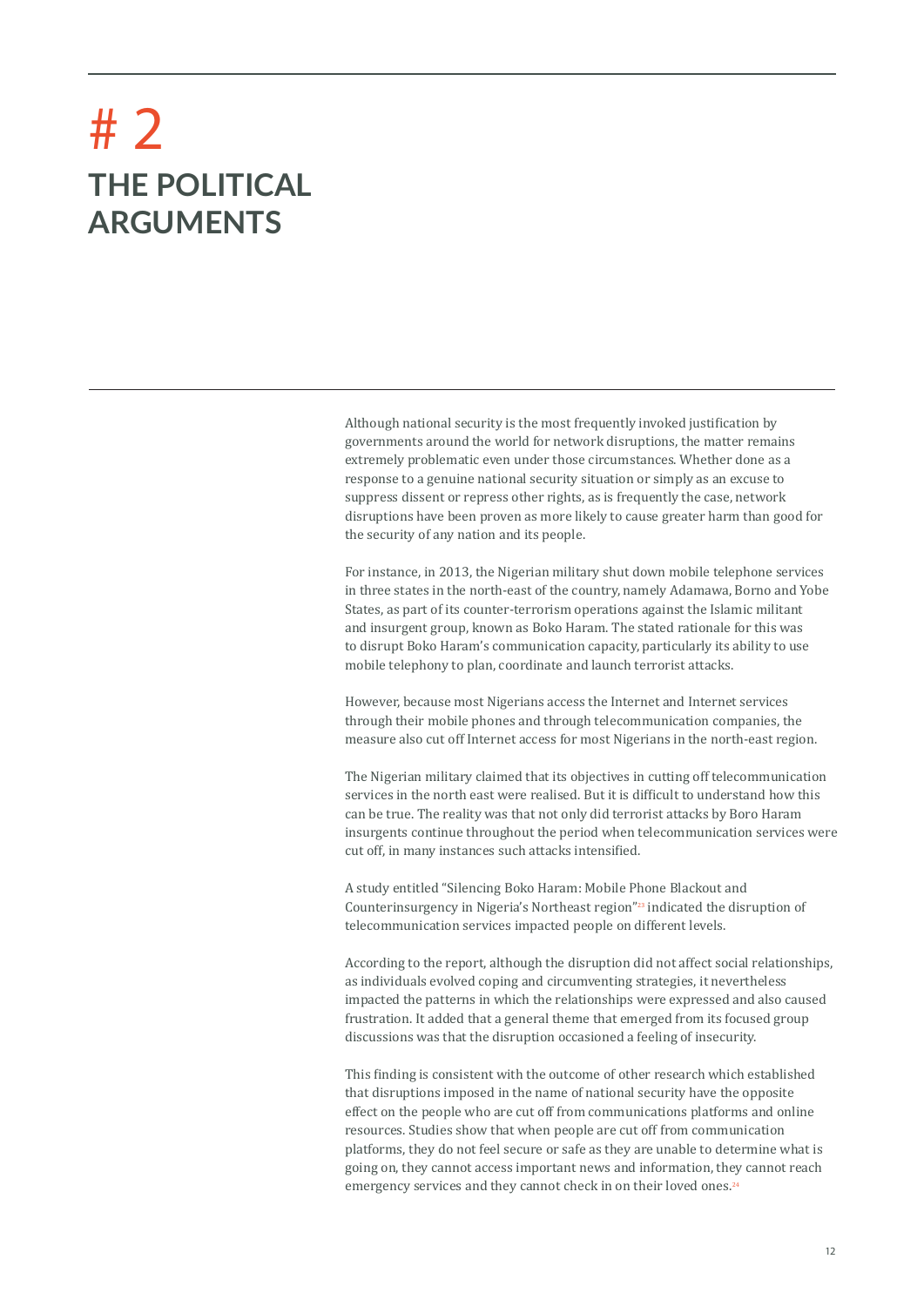# # 2

# THE POLITICAL ARGUMENTS

Although national security is the most frequently invoked justification by governments around the world for network disruptions, the matter remains extremely problematic even under those circumstances. Whether done as a response to a genuine national security situation or simply as an excuse to suppress dissent or repress other rights, as is frequently the case, network disruptions have been proven as more likely to cause greater harm than good for the security of any nation and its people.

For instance, in 2013, the Nigerian military shut down mobile telephone services in three states in the north-east of the country, namely Adamawa, Borno and Yobe States, as part of its counter-terrorism operations against the Islamic militant and insurgent group, known as Boko Haram. The stated rationale for this was to disrupt Boko Haram's communication capacity, particularly its ability to use mobile telephony to plan, coordinate and launch terrorist attacks.

However, because most Nigerians access the Internet and Internet services through their mobile phones and through telecommunication companies, the measure also cut off Internet access for most Nigerians in the north-east region.

The Nigerian military claimed that its objectives in cutting off telecommunication services in the north east were realised. But it is difficult to understand how this can be true. The reality was that not only did terrorist attacks by Boro Haram insurgents continue throughout the period when telecommunication services were cut off, in many instances such attacks intensified.

A study entitled "Silencing Boko Haram: Mobile Phone Blackout and Counterinsurgency in Nigeria's Northeast region"[23] indicated the disruption of telecommunication services impacted people on different levels.

According to the report, although the disruption did not affect social relationships, as individuals evolved coping and circumventing strategies, it nevertheless impacted the patterns in which the relationships were expressed and also caused frustration. It added that a general theme that emerged from its focused group discussions was that the disruption occasioned a feeling of insecurity.

This finding is consistent with the outcome of other research which established that disruptions imposed in the name of national security have the opposite effect on the people who are cut off from communications platforms and online resources. Studies show that when people are cut off from communication platforms, they do not feel secure or safe as they are unable to determine what is going on, they cannot access important news and information, they cannot reach emergency services and they cannot check in on their loved ones.[24]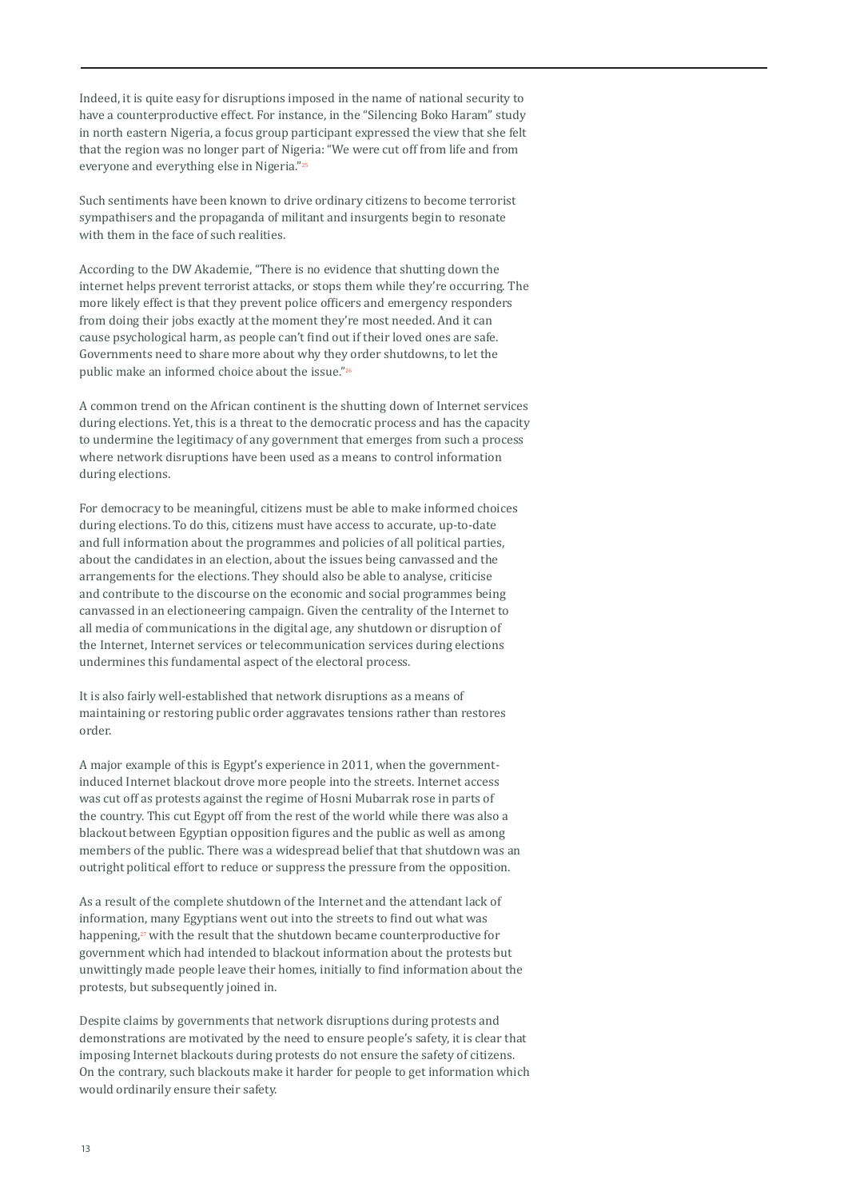Indeed, it is quite easy for disruptions imposed in the name of national security to have a counterproductive effect. For instance, in the "Silencing Boko Haram" study in north eastern Nigeria, a focus group participant expressed the view that she felt that the region was no longer part of Nigeria: "We were cut off from life and from everyone and everything else in Nigeria."[25]

Such sentiments have been known to drive ordinary citizens to become terrorist sympathisers and the propaganda of militant and insurgents begin to resonate with them in the face of such realities.

According to the DW Akademie, "There is no evidence that shutting down the internet helps prevent terrorist attacks, or stops them while they're occurring. The more likely effect is that they prevent police officers and emergency responders from doing their jobs exactly at the moment they're most needed. And it can cause psychological harm, as people can't find out if their loved ones are safe. Governments need to share more about why they order shutdowns, to let the public make an informed choice about the issue."[26]

A common trend on the African continent is the shutting down of Internet services during elections. Yet, this is a threat to the democratic process and has the capacity to undermine the legitimacy of any government that emerges from such a process where network disruptions have been used as a means to control information during elections.

For democracy to be meaningful, citizens must be able to make informed choices during elections. To do this, citizens must have access to accurate, up-to-date and full information about the programmes and policies of all political parties, about the candidates in an election, about the issues being canvassed and the arrangements for the elections. They should also be able to analyse, criticise and contribute to the discourse on the economic and social programmes being canvassed in an electioneering campaign. Given the centrality of the Internet to all media of communications in the digital age, any shutdown or disruption of the Internet, Internet services or telecommunication services during elections undermines this fundamental aspect of the electoral process.

It is also fairly well-established that network disruptions as a means of maintaining or restoring public order aggravates tensions rather than restores order.

A major example of this is Egypt's experience in 2011, when the government-induced Internet blackout drove more people into the streets. Internet access was cut off as protests against the regime of Hosni Mubarrak rose in parts of the country. This cut Egypt off from the rest of the world while there was also a blackout between Egyptian opposition figures and the public as well as among members of the public. There was a widespread belief that that shutdown was an outright political effort to reduce or suppress the pressure from the opposition.

As a result of the complete shutdown of the Internet and the attendant lack of information, many Egyptians went out into the streets to find out what was happening,[27] with the result that the shutdown became counterproductive for government which had intended to blackout information about the protests but unwittingly made people leave their homes, initially to find information about the protests, but subsequently joined in.

Despite claims by governments that network disruptions during protests and demonstrations are motivated by the need to ensure people's safety, it is clear that imposing Internet blackouts during protests do not ensure the safety of citizens. On the contrary, such blackouts make it harder for people to get information which would ordinarily ensure their safety.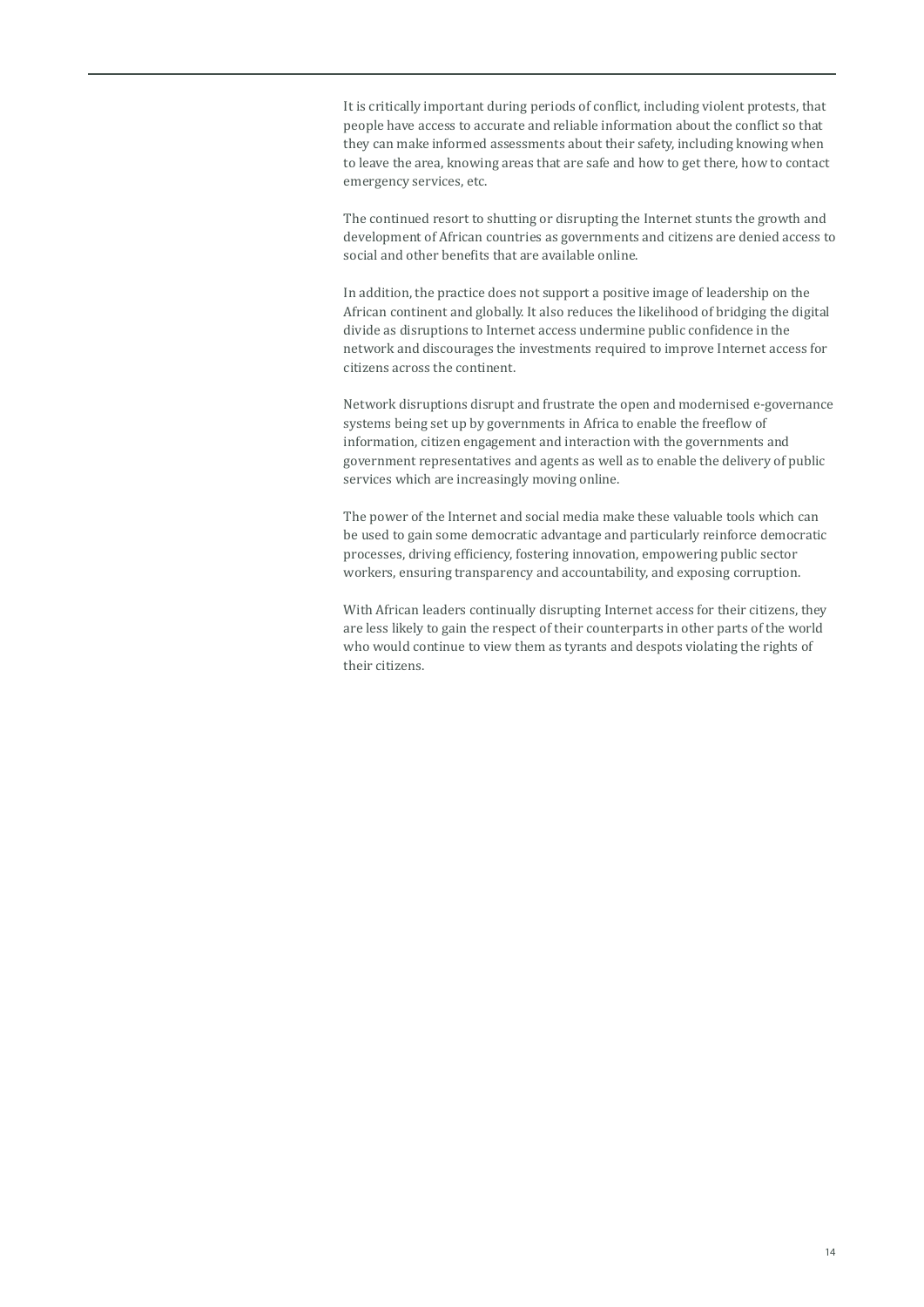It is critically important during periods of conflict, including violent protests, that people have access to accurate and reliable information about the conflict so that they can make informed assessments about their safety, including knowing when to leave the area, knowing areas that are safe and how to get there, how to contact emergency services, etc.

The continued resort to shutting or disrupting the Internet stunts the growth and development of African countries as governments and citizens are denied access to social and other benefits that are available online.

In addition, the practice does not support a positive image of leadership on the African continent and globally. It also reduces the likelihood of bridging the digital divide as disruptions to Internet access undermine public confidence in the network and discourages the investments required to improve Internet access for citizens across the continent.

Network disruptions disrupt and frustrate the open and modernised e-governance systems being set up by governments in Africa to enable the freeflow of information, citizen engagement and interaction with the governments and government representatives and agents as well as to enable the delivery of public services which are increasingly moving online.

The power of the Internet and social media make these valuable tools which can be used to gain some democratic advantage and particularly reinforce democratic processes, driving efficiency, fostering innovation, empowering public sector workers, ensuring transparency and accountability, and exposing corruption.

With African leaders continually disrupting Internet access for their citizens, they are less likely to gain the respect of their counterparts in other parts of the world who would continue to view them as tyrants and despots violating the rights of their citizens.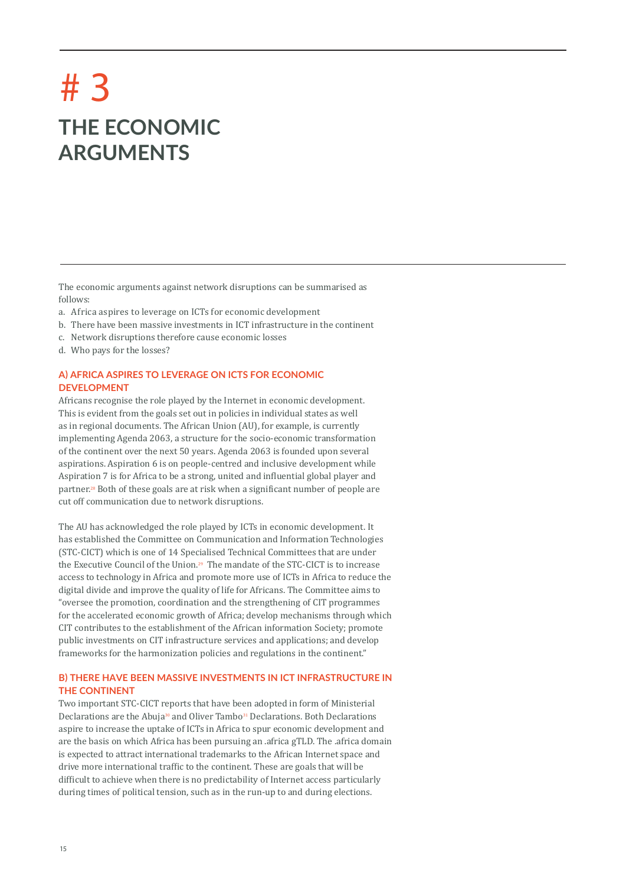# # 3

# THE ECONOMIC ARGUMENTS

The economic arguments against network disruptions can be summarised as follows:

a. Africa aspires to leverage on ICTs for economic development
b. There have been massive investments in ICT infrastructure in the continent
c. Network disruptions therefore cause economic losses
d. Who pays for the losses?

### A) AFRICA ASPIRES TO LEVERAGE ON ICTS FOR ECONOMIC DEVELOPMENT

Africans recognise the role played by the Internet in economic development. This is evident from the goals set out in policies in individual states as well as in regional documents. The African Union (AU), for example, is currently implementing Agenda 2063, a structure for the socio-economic transformation of the continent over the next 50 years. Agenda 2063 is founded upon several aspirations. Aspiration 6 is on people-centred and inclusive development while Aspiration 7 is for Africa to be a strong, united and influential global player and partner.[28] Both of these goals are at risk when a significant number of people are cut off communication due to network disruptions.

The AU has acknowledged the role played by ICTs in economic development. It has established the Committee on Communication and Information Technologies (STC-CICT) which is one of 14 Specialised Technical Committees that are under the Executive Council of the Union.[29] The mandate of the STC-CICT is to increase access to technology in Africa and promote more use of ICTs in Africa to reduce the digital divide and improve the quality of life for Africans. The Committee aims to "oversee the promotion, coordination and the strengthening of CIT programmes for the accelerated economic growth of Africa; develop mechanisms through which CIT contributes to the establishment of the African information Society; promote public investments on CIT infrastructure services and applications; and develop frameworks for the harmonization policies and regulations in the continent."

### B) THERE HAVE BEEN MASSIVE INVESTMENTS IN ICT INFRASTRUCTURE IN THE CONTINENT

Two important STC-CICT reports that have been adopted in form of Ministerial Declarations are the Abuja[30] and Oliver Tambo[31] Declarations. Both Declarations aspire to increase the uptake of ICTs in Africa to spur economic development and are the basis on which Africa has been pursuing an .africa gTLD. The .africa domain is expected to attract international trademarks to the African Internet space and drive more international traffic to the continent. These are goals that will be difficult to achieve when there is no predictability of Internet access particularly during times of political tension, such as in the run-up to and during elections.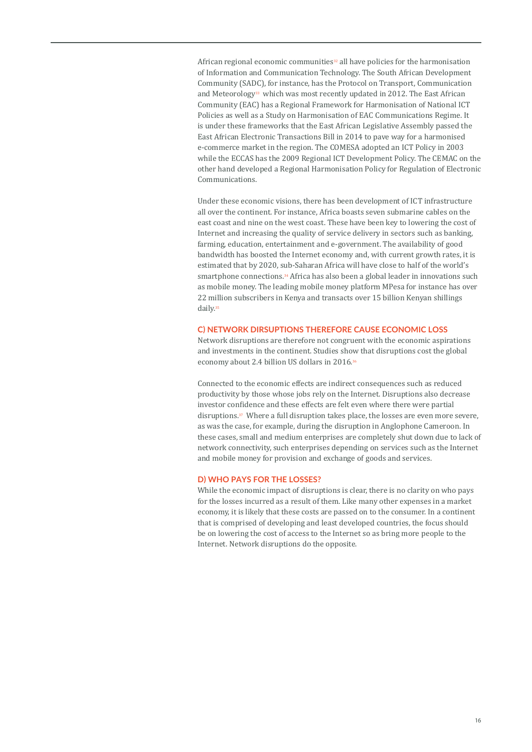African regional economic communities[32] all have policies for the harmonisation of Information and Communication Technology. The South African Development Community (SADC), for instance, has the Protocol on Transport, Communication and Meteorology[33] which was most recently updated in 2012. The East African Community (EAC) has a Regional Framework for Harmonisation of National ICT Policies as well as a Study on Harmonisation of EAC Communications Regime. It is under these frameworks that the East African Legislative Assembly passed the East African Electronic Transactions Bill in 2014 to pave way for a harmonised e-commerce market in the region. The COMESA adopted an ICT Policy in 2003 while the ECCAS has the 2009 Regional ICT Development Policy. The CEMAC on the other hand developed a Regional Harmonisation Policy for Regulation of Electronic Communications.

Under these economic visions, there has been development of ICT infrastructure all over the continent. For instance, Africa boasts seven submarine cables on the east coast and nine on the west coast. These have been key to lowering the cost of Internet and increasing the quality of service delivery in sectors such as banking, farming, education, entertainment and e-government. The availability of good bandwidth has boosted the Internet economy and, with current growth rates, it is estimated that by 2020, sub-Saharan Africa will have close to half of the world's smartphone connections.[34] Africa has also been a global leader in innovations such as mobile money. The leading mobile money platform MPesa for instance has over 22 million subscribers in Kenya and transacts over 15 billion Kenyan shillings daily.[35]

### C) NETWORK DIRSUPTIONS THEREFORE CAUSE ECONOMIC LOSS

Network disruptions are therefore not congruent with the economic aspirations and investments in the continent. Studies show that disruptions cost the global economy about 2.4 billion US dollars in 2016.[36]

Connected to the economic effects are indirect consequences such as reduced productivity by those whose jobs rely on the Internet. Disruptions also decrease investor confidence and these effects are felt even where there were partial disruptions.[37] Where a full disruption takes place, the losses are even more severe, as was the case, for example, during the disruption in Anglophone Cameroon. In these cases, small and medium enterprises are completely shut down due to lack of network connectivity, such enterprises depending on services such as the Internet and mobile money for provision and exchange of goods and services.

### D) WHO PAYS FOR THE LOSSES?

While the economic impact of disruptions is clear, there is no clarity on who pays for the losses incurred as a result of them. Like many other expenses in a market economy, it is likely that these costs are passed on to the consumer. In a continent that is comprised of developing and least developed countries, the focus should be on lowering the cost of access to the Internet so as bring more people to the Internet. Network disruptions do the opposite.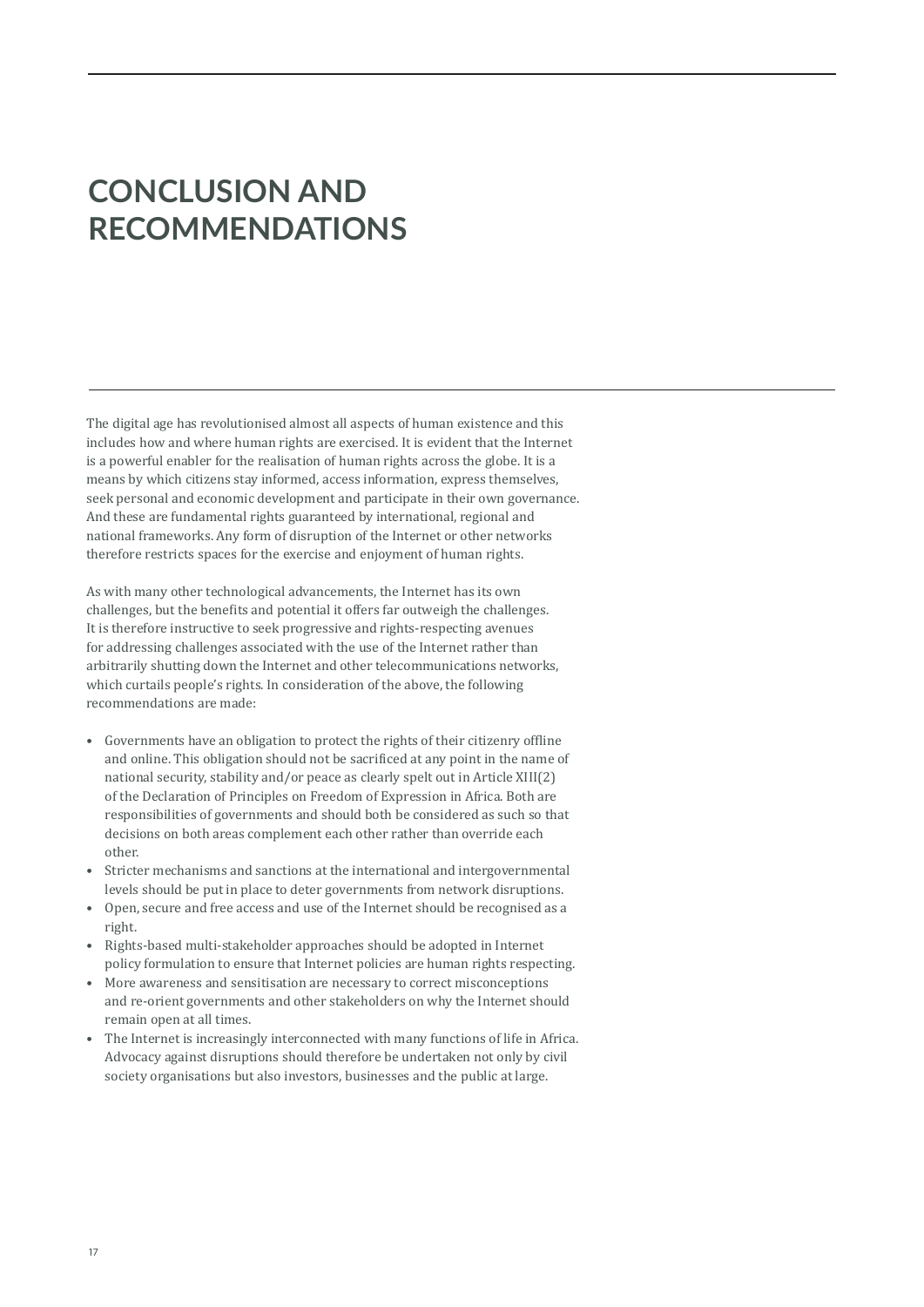# CONCLUSION AND RECOMMENDATIONS

The digital age has revolutionised almost all aspects of human existence and this includes how and where human rights are exercised. It is evident that the Internet is a powerful enabler for the realisation of human rights across the globe. It is a means by which citizens stay informed, access information, express themselves, seek personal and economic development and participate in their own governance. And these are fundamental rights guaranteed by international, regional and national frameworks. Any form of disruption of the Internet or other networks therefore restricts spaces for the exercise and enjoyment of human rights.

As with many other technological advancements, the Internet has its own challenges, but the benefits and potential it offers far outweigh the challenges. It is therefore instructive to seek progressive and rights-respecting avenues for addressing challenges associated with the use of the Internet rather than arbitrarily shutting down the Internet and other telecommunications networks, which curtails people's rights. In consideration of the above, the following recommendations are made:

- Governments have an obligation to protect the rights of their citizenry offline and online. This obligation should not be sacrificed at any point in the name of national security, stability and/or peace as clearly spelt out in Article XIII(2) of the Declaration of Principles on Freedom of Expression in Africa. Both are responsibilities of governments and should both be considered as such so that decisions on both areas complement each other rather than override each other.
- Stricter mechanisms and sanctions at the international and intergovernmental levels should be put in place to deter governments from network disruptions.
- Open, secure and free access and use of the Internet should be recognised as a right.
- Rights-based multi-stakeholder approaches should be adopted in Internet policy formulation to ensure that Internet policies are human rights respecting.
- More awareness and sensitisation are necessary to correct misconceptions and re-orient governments and other stakeholders on why the Internet should remain open at all times.
- The Internet is increasingly interconnected with many functions of life in Africa. Advocacy against disruptions should therefore be undertaken not only by civil society organisations but also investors, businesses and the public at large.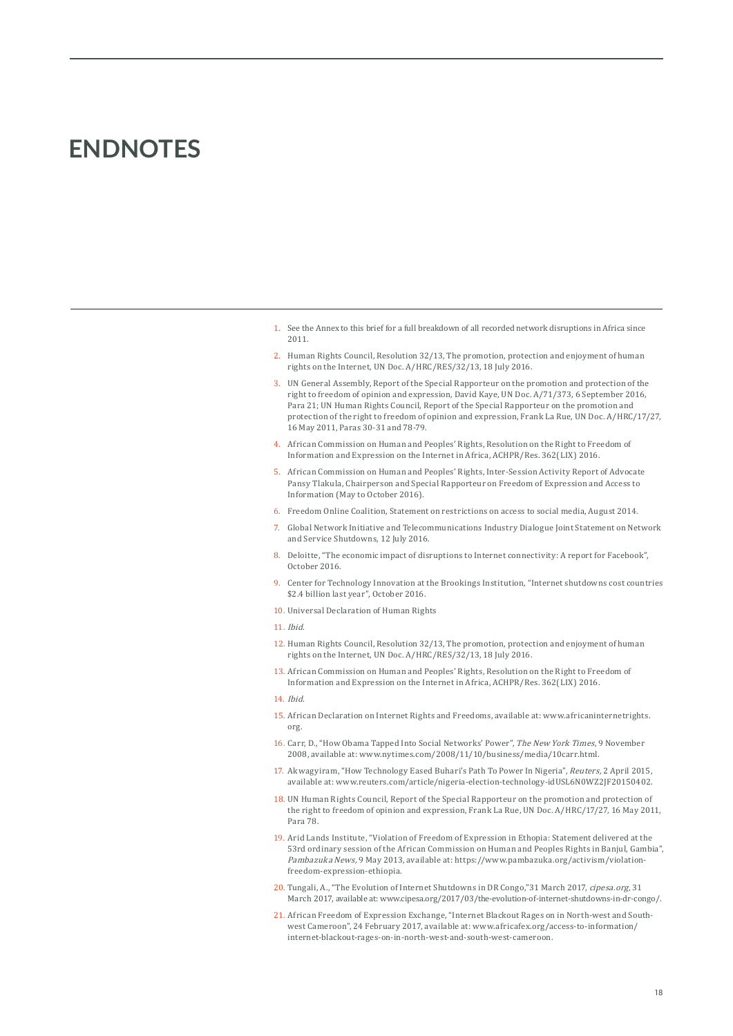# ENDNOTES

1. See the Annex to this brief for a full breakdown of all recorded network disruptions in Africa since 2011.
2. Human Rights Council, Resolution 32/13, The promotion, protection and enjoyment of human rights on the Internet, UN Doc. A/HRC/RES/32/13, 18 July 2016.
3. UN General Assembly, Report of the Special Rapporteur on the promotion and protection of the right to freedom of opinion and expression, David Kaye, UN Doc. A/71/373, 6 September 2016, Para 21; UN Human Rights Council, Report of the Special Rapporteur on the promotion and protection of the right to freedom of opinion and expression, Frank La Rue, UN Doc. A/HRC/17/27, 16 May 2011, Paras 30-31 and 78-79.
4. African Commission on Human and Peoples' Rights, Resolution on the Right to Freedom of Information and Expression on the Internet in Africa, ACHPR/Res. 362(LIX) 2016.
5. African Commission on Human and Peoples' Rights, Inter-Session Activity Report of Advocate Pansy Tlakula, Chairperson and Special Rapporteur on Freedom of Expression and Access to Information (May to October 2016).
6. Freedom Online Coalition, Statement on restrictions on access to social media, August 2014.
7. Global Network Initiative and Telecommunications Industry Dialogue Joint Statement on Network and Service Shutdowns, 12 July 2016.
8. Deloitte, "The economic impact of disruptions to Internet connectivity: A report for Facebook", October 2016.
9. Center for Technology Innovation at the Brookings Institution, "Internet shutdowns cost countries $2.4 billion last year", October 2016.
10. Universal Declaration of Human Rights
11. *Ibid.*
12. Human Rights Council, Resolution 32/13, The promotion, protection and enjoyment of human rights on the Internet, UN Doc. A/HRC/RES/32/13, 18 July 2016.
13. African Commission on Human and Peoples' Rights, Resolution on the Right to Freedom of Information and Expression on the Internet in Africa, ACHPR/Res. 362(LIX) 2016.
14. *Ibid.*
15. African Declaration on Internet Rights and Freedoms, available at: www.africaninternetrights.org.
16. Carr, D., "How Obama Tapped Into Social Networks' Power", *The New York Times*, 9 November 2008, available at: www.nytimes.com/2008/11/10/business/media/10carr.html.
17. Akwagyiram, "How Technology Eased Buhari's Path To Power In Nigeria", *Reuters*, 2 April 2015, available at: www.reuters.com/article/nigeria-election-technology-idUSL6N0WZ2JF20150402.
18. UN Human Rights Council, Report of the Special Rapporteur on the promotion and protection of the right to freedom of opinion and expression, Frank La Rue, UN Doc. A/HRC/17/27, 16 May 2011, Para 78.
19. Arid Lands Institute, "Violation of Freedom of Expression in Ethiopia: Statement delivered at the 53rd ordinary session of the African Commission on Human and Peoples Rights in Banjul, Gambia", *Pambazuka News*, 9 May 2013, available at: https://www.pambazuka.org/activism/violation-freedom-expression-ethiopia.
20. Tungali, A., "The Evolution of Internet Shutdowns in DR Congo,"31 March 2017, *cipesa.org*, 31 March 2017, available at: www.cipesa.org/2017/03/the-evolution-of-internet-shutdowns-in-dr-congo/.
21. African Freedom of Expression Exchange, "Internet Blackout Rages on in North-west and South-west Cameroon", 24 February 2017, available at: www.africafex.org/access-to-information/internet-blackout-rages-on-in-north-west-and-south-west-cameroon.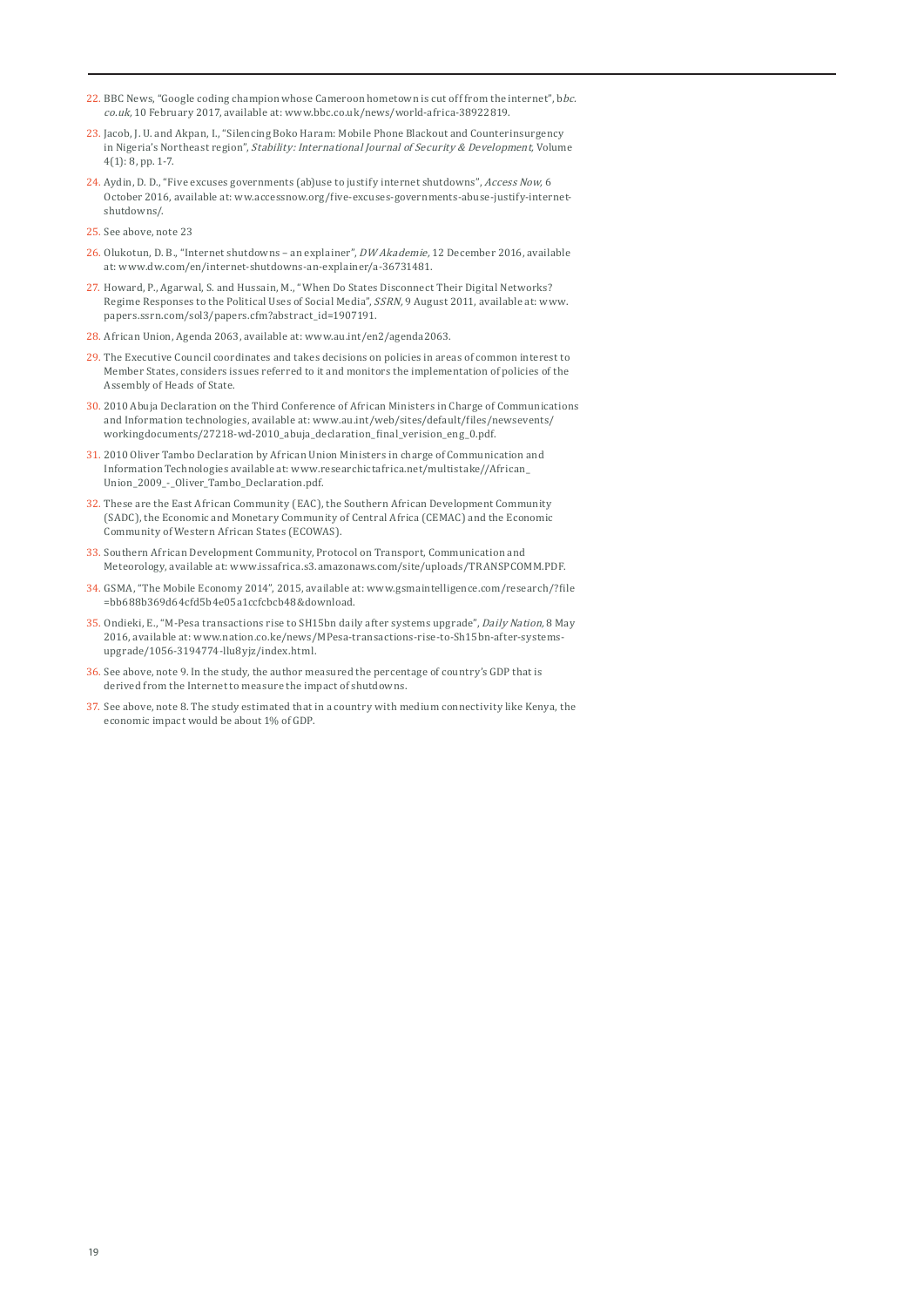22. BBC News, "Google coding champion whose Cameroon hometown is cut off from the internet", *bbc.co.uk*, 10 February 2017, available at: www.bbc.co.uk/news/world-africa-38922819.
23. Jacob, J. U. and Akpan, I., "Silencing Boko Haram: Mobile Phone Blackout and Counterinsurgency in Nigeria's Northeast region", *Stability: International Journal of Security & Development*, Volume 4(1): 8, pp. 1-7.
24. Aydin, D. D., "Five excuses governments (ab)use to justify internet shutdowns", *Access Now*, 6 October 2016, available at: ww.accessnow.org/five-excuses-governments-abuse-justify-internet-shutdowns/.
25. See above, note 23
26. Olukotun, D. B., "Internet shutdowns – an explainer", *DW Akademie*, 12 December 2016, available at: www.dw.com/en/internet-shutdowns-an-explainer/a-36731481.
27. Howard, P., Agarwal, S. and Hussain, M., "When Do States Disconnect Their Digital Networks? Regime Responses to the Political Uses of Social Media", *SSRN*, 9 August 2011, available at: www.papers.ssrn.com/sol3/papers.cfm?abstract_id=1907191.
28. African Union, Agenda 2063, available at: www.au.int/en2/agenda2063.
29. The Executive Council coordinates and takes decisions on policies in areas of common interest to Member States, considers issues referred to it and monitors the implementation of policies of the Assembly of Heads of State.
30. 2010 Abuja Declaration on the Third Conference of African Ministers in Charge of Communications and Information technologies, available at: www.au.int/web/sites/default/files/newsevents/workingdocuments/27218-wd-2010_abuja_declaration_final_verision_eng_0.pdf.
31. 2010 Oliver Tambo Declaration by African Union Ministers in charge of Communication and Information Technologies available at: www.researchictafrica.net/multistake//African_Union_2009_-_Oliver_Tambo_Declaration.pdf.
32. These are the East African Community (EAC), the Southern African Development Community (SADC), the Economic and Monetary Community of Central Africa (CEMAC) and the Economic Community of Western African States (ECOWAS).
33. Southern African Development Community, Protocol on Transport, Communication and Meteorology, available at: www.issafrica.s3.amazonaws.com/site/uploads/TRANSPCOMM.PDF.
34. GSMA, "The Mobile Economy 2014", 2015, available at: www.gsmaintelligence.com/research/?file=bb688b369d64cfd5b4e05a1ccfcbcb48&download.
35. Ondieki, E., "M-Pesa transactions rise to SH15bn daily after systems upgrade", *Daily Nation*, 8 May 2016, available at: www.nation.co.ke/news/MPesa-transactions-rise-to-Sh15bn-after-systems-upgrade/1056-3194774-llu8yjz/index.html.
36. See above, note 9. In the study, the author measured the percentage of country's GDP that is derived from the Internet to measure the impact of shutdowns.
37. See above, note 8. The study estimated that in a country with medium connectivity like Kenya, the economic impact would be about 1% of GDP.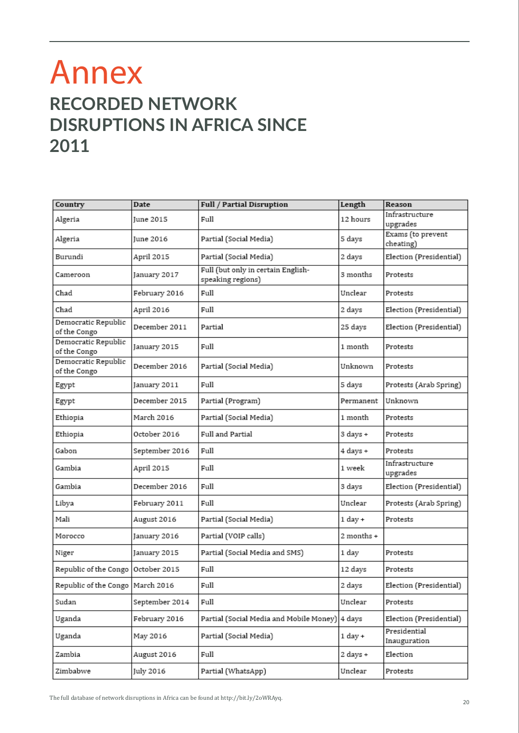# Annex

## RECORDED NETWORK DISRUPTIONS IN AFRICA SINCE 2011

| Country | Date | Full / Partial Disruption | Length | Reason |
|---|---|---|---|---|
| Algeria | June 2015 | Full | 12 hours | Infrastructure upgrades |
| Algeria | June 2016 | Partial (Social Media) | 5 days | Exams (to prevent cheating) |
| Burundi | April 2015 | Partial (Social Media) | 2 days | Election (Presidential) |
| Cameroon | January 2017 | Full (but only in certain English-speaking regions) | 3 months | Protests |
| Chad | February 2016 | Full | Unclear | Protests |
| Chad | April 2016 | Full | 2 days | Election (Presidential) |
| Democratic Republic of the Congo | December 2011 | Partial | 25 days | Election (Presidential) |
| Democratic Republic of the Congo | January 2015 | Full | 1 month | Protests |
| Democratic Republic of the Congo | December 2016 | Partial (Social Media) | Unknown | Protests |
| Egypt | January 2011 | Full | 5 days | Protests (Arab Spring) |
| Egypt | December 2015 | Partial (Program) | Permanent | Unknown |
| Ethiopia | March 2016 | Partial (Social Media) | 1 month | Protests |
| Ethiopia | October 2016 | Full and Partial | 3 days + | Protests |
| Gabon | September 2016 | Full | 4 days + | Protests |
| Gambia | April 2015 | Full | 1 week | Infrastructure upgrades |
| Gambia | December 2016 | Full | 3 days | Election (Presidential) |
| Libya | February 2011 | Full | Unclear | Protests (Arab Spring) |
| Mali | August 2016 | Partial (Social Media) | 1 day + | Protests |
| Morocco | January 2016 | Partial (VOIP calls) | 2 months + | |
| Niger | January 2015 | Partial (Social Media and SMS) | 1 day | Protests |
| Republic of the Congo | October 2015 | Full | 12 days | Protests |
| Republic of the Congo | March 2016 | Full | 2 days | Election (Presidential) |
| Sudan | September 2014 | Full | Unclear | Protests |
| Uganda | February 2016 | Partial (Social Media and Mobile Money) | 4 days | Election (Presidential) |
| Uganda | May 2016 | Partial (Social Media) | 1 day + | Presidential Inauguration |
| Zambia | August 2016 | Full | 2 days + | Election |
| Zimbabwe | July 2016 | Partial (WhatsApp) | Unclear | Protests |

The full database of network disruptions in Africa can be found at http://bit.ly/2oWRAyq.